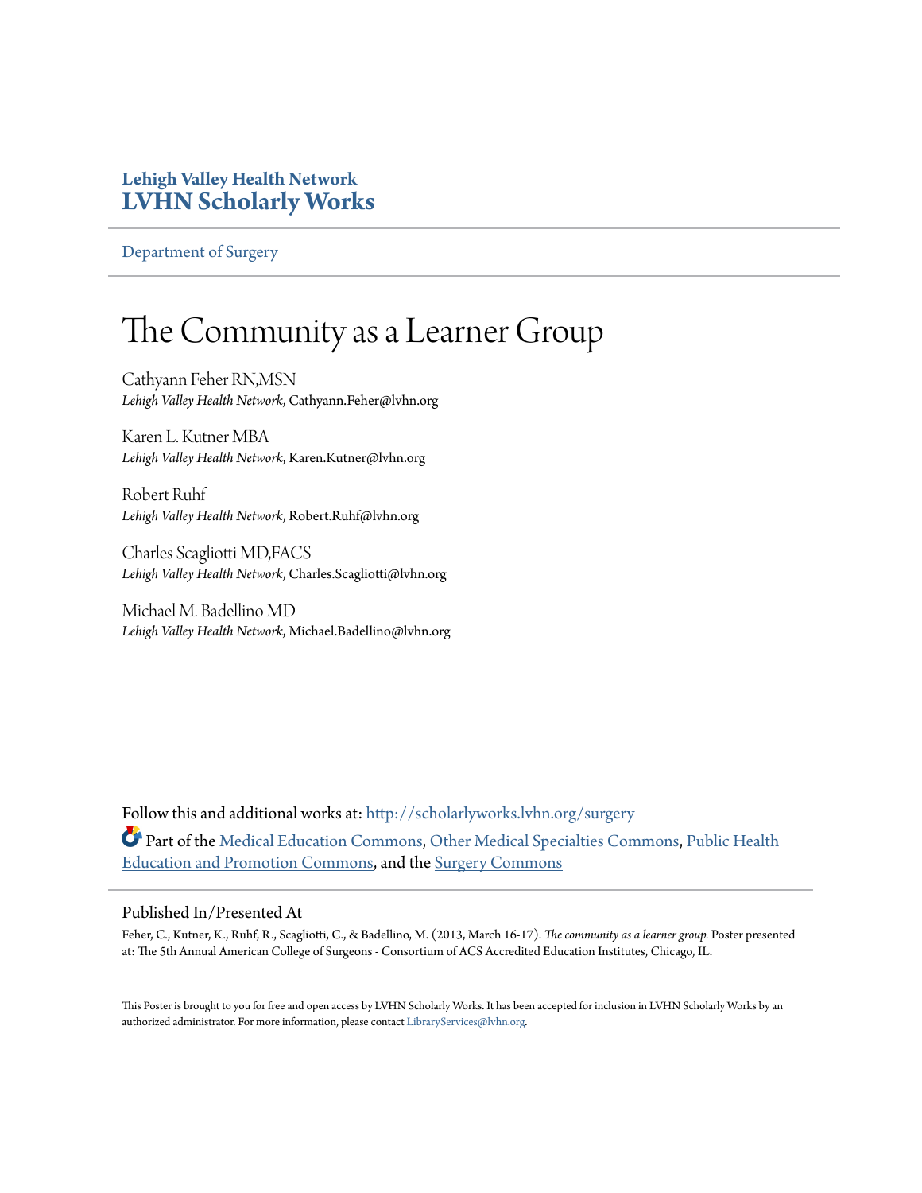**Lehigh Valley Health Network**
**LVHN Scholarly Works**

Department of Surgery

# The Community as a Learner Group

Cathyann Feher RN,MSN
*Lehigh Valley Health Network*, Cathyann.Feher@lvhn.org

Karen L. Kutner MBA
*Lehigh Valley Health Network*, Karen.Kutner@lvhn.org

Robert Ruhf
*Lehigh Valley Health Network*, Robert.Ruhf@lvhn.org

Charles Scagliotti MD,FACS
*Lehigh Valley Health Network*, Charles.Scagliotti@lvhn.org

Michael M. Badellino MD
*Lehigh Valley Health Network*, Michael.Badellino@lvhn.org

Follow this and additional works at: http://scholarlyworks.lvhn.org/surgery

Part of the Medical Education Commons, Other Medical Specialties Commons, Public Health Education and Promotion Commons, and the Surgery Commons

## Published In/Presented At

Feher, C., Kutner, K., Ruhf, R., Scagliotti, C., & Badellino, M. (2013, March 16-17). *The community as a learner group.* Poster presented at: The 5th Annual American College of Surgeons - Consortium of ACS Accredited Education Institutes, Chicago, IL.

This Poster is brought to you for free and open access by LVHN Scholarly Works. It has been accepted for inclusion in LVHN Scholarly Works by an authorized administrator. For more information, please contact LibraryServices@lvhn.org.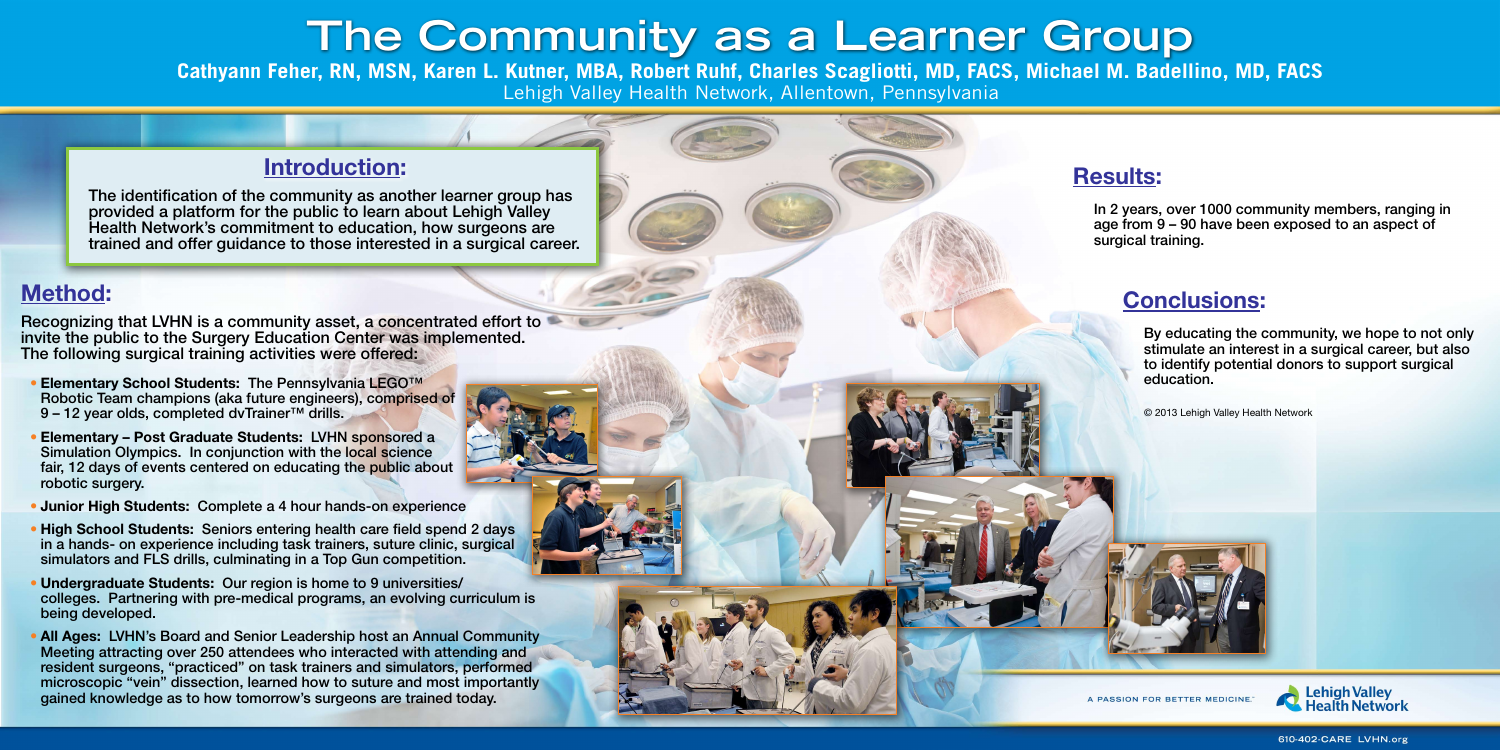# The Community as a Learner Group

**Cathyann Feher, RN, MSN, Karen L. Kutner, MBA, Robert Ruhf, Charles Scagliotti, MD, FACS, Michael M. Badellino, MD, FACS**

Lehigh Valley Health Network, Allentown, Pennsylvania

## Introduction:

The identification of the community as another learner group has provided a platform for the public to learn about Lehigh Valley Health Network's commitment to education, how surgeons are trained and offer guidance to those interested in a surgical career.

## Method:

Recognizing that LVHN is a community asset, a concentrated effort to invite the public to the Surgery Education Center was implemented. The following surgical training activities were offered:

- **Elementary School Students:** The Pennsylvania LEGO™ Robotic Team champions (aka future engineers), comprised of 9 – 12 year olds, completed dvTrainer™ drills.
- **Elementary – Post Graduate Students:** LVHN sponsored a Simulation Olympics. In conjunction with the local science fair, 12 days of events centered on educating the public about robotic surgery.
- **Junior High Students:** Complete a 4 hour hands-on experience
- **High School Students:** Seniors entering health care field spend 2 days in a hands- on experience including task trainers, suture clinic, surgical simulators and FLS drills, culminating in a Top Gun competition.
- **Undergraduate Students:** Our region is home to 9 universities/ colleges. Partnering with pre-medical programs, an evolving curriculum is being developed.
- **All Ages:** LVHN's Board and Senior Leadership host an Annual Community Meeting attracting over 250 attendees who interacted with attending and resident surgeons, "practiced" on task trainers and simulators, performed microscopic "vein" dissection, learned how to suture and most importantly gained knowledge as to how tomorrow's surgeons are trained today.

## Results:

In 2 years, over 1000 community members, ranging in age from 9 – 90 have been exposed to an aspect of surgical training.

## Conclusions:

By educating the community, we hope to not only stimulate an interest in a surgical career, but also to identify potential donors to support surgical education.

© 2013 Lehigh Valley Health Network

A PASSION FOR BETTER MEDICINE.™

Lehigh Valley Health Network

610-402-CARE LVHN.org